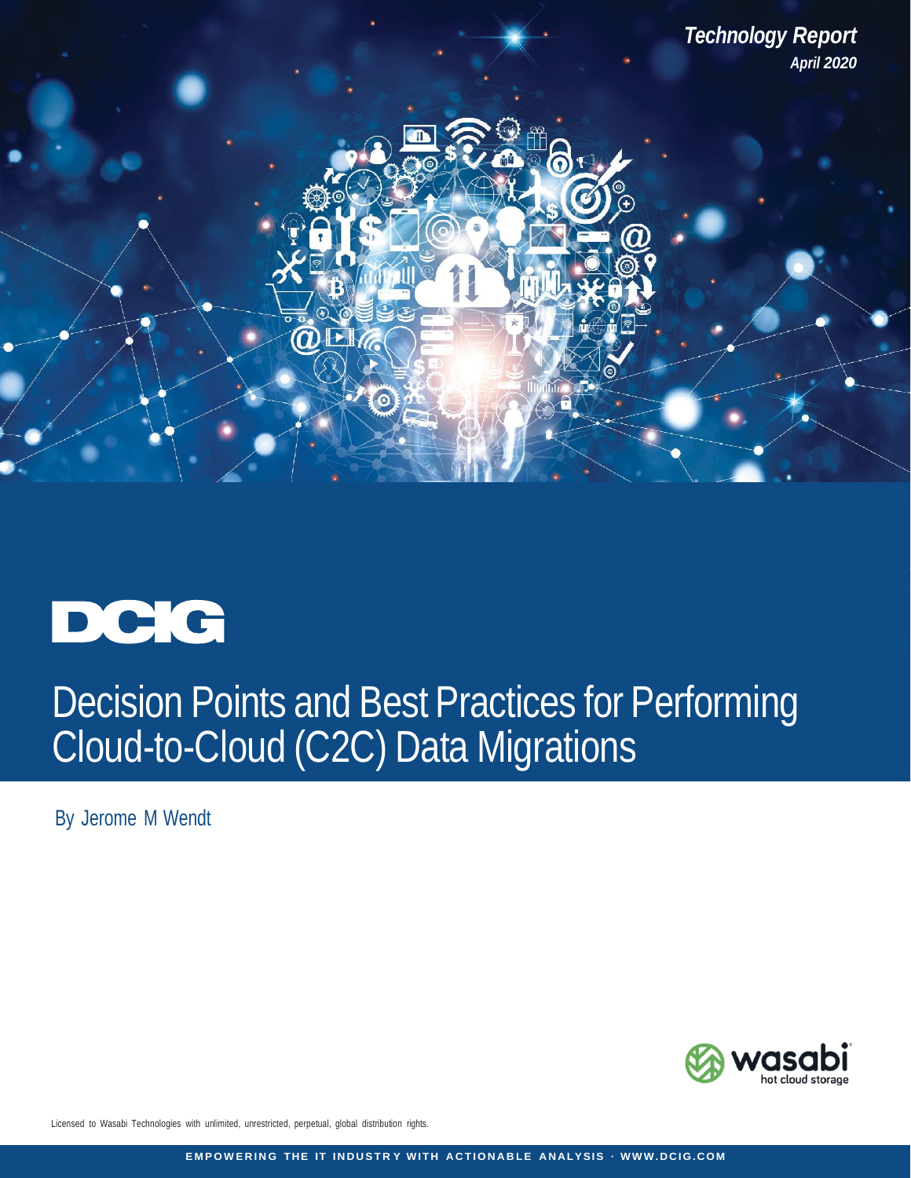*Technology Report*
*April 2020*

DCIG

# Decision Points and Best Practices for Performing Cloud-to-Cloud (C2C) Data Migrations

By Jerome M Wendt

wasabi hot cloud storage

Licensed to Wasabi Technologies with unlimited, unrestricted, perpetual, global distribution rights.

EMPOWERING THE IT INDUSTRY WITH ACTIONABLE ANALYSIS · WWW.DCIG.COM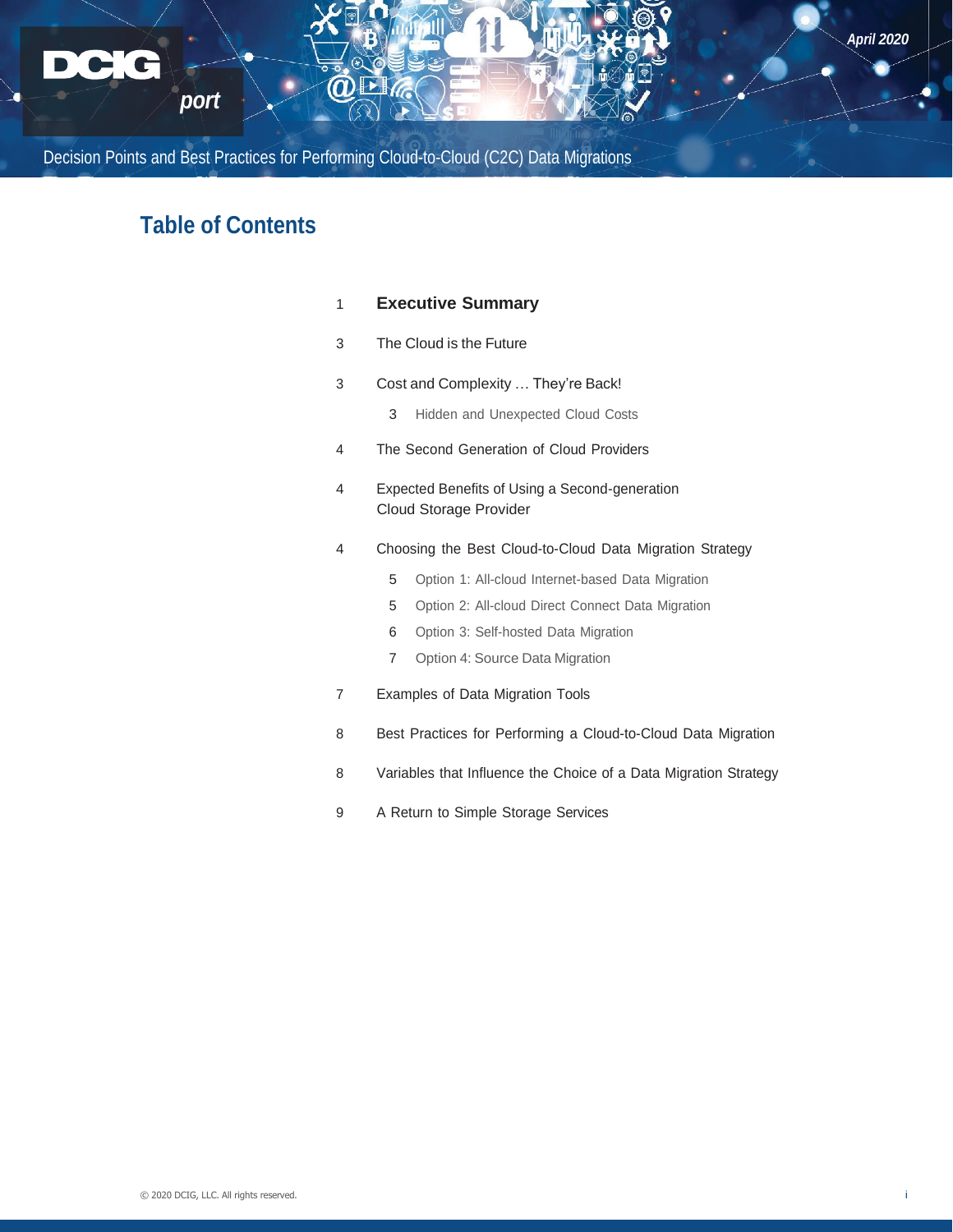## Table of Contents

| | |
|---|---|
| 1 | **Executive Summary** |
| 3 | The Cloud is the Future |
| 3 | Cost and Complexity … They're Back! |
| 3 | Hidden and Unexpected Cloud Costs |
| 4 | The Second Generation of Cloud Providers |
| 4 | Expected Benefits of Using a Second-generation Cloud Storage Provider |
| 4 | Choosing the Best Cloud-to-Cloud Data Migration Strategy |
| 5 | Option 1: All-cloud Internet-based Data Migration |
| 5 | Option 2: All-cloud Direct Connect Data Migration |
| 6 | Option 3: Self-hosted Data Migration |
| 7 | Option 4: Source Data Migration |
| 7 | Examples of Data Migration Tools |
| 8 | Best Practices for Performing a Cloud-to-Cloud Data Migration |
| 8 | Variables that Influence the Choice of a Data Migration Strategy |
| 9 | A Return to Simple Storage Services |

© 2020 DCIG, LLC. All rights reserved.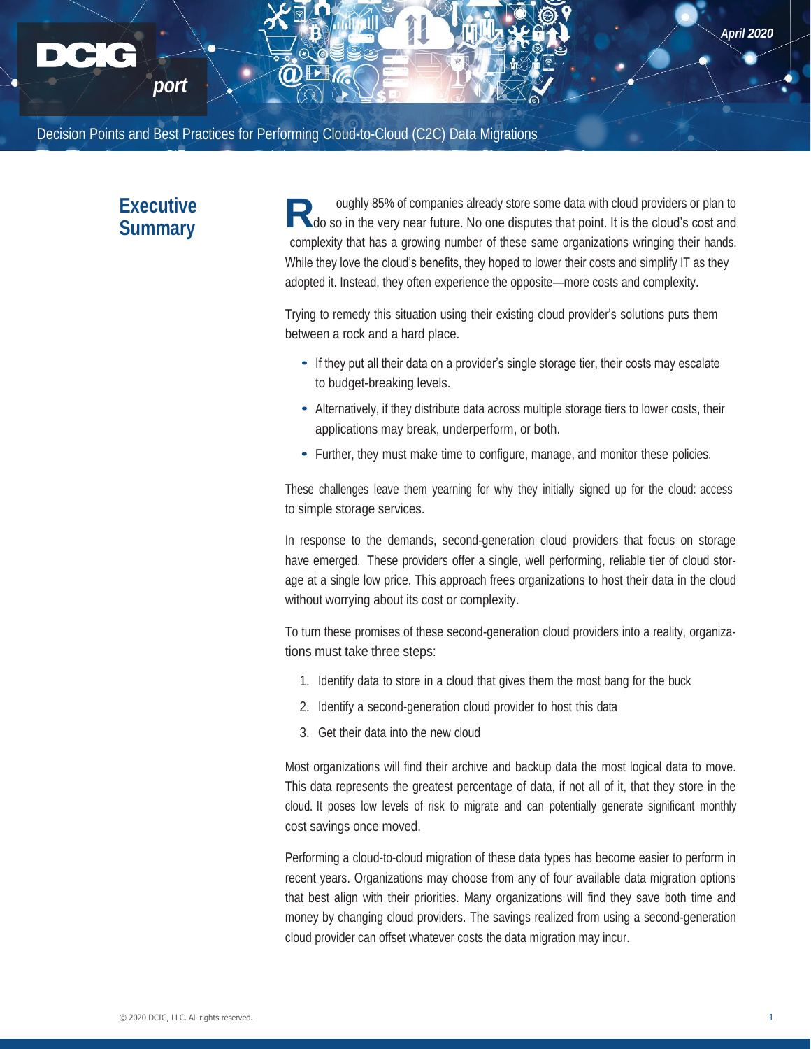# Executive Summary

Roughly 85% of companies already store some data with cloud providers or plan to do so in the very near future. No one disputes that point. It is the cloud's cost and complexity that has a growing number of these same organizations wringing their hands. While they love the cloud's benefits, they hoped to lower their costs and simplify IT as they adopted it. Instead, they often experience the opposite—more costs and complexity.

Trying to remedy this situation using their existing cloud provider's solutions puts them between a rock and a hard place.

- If they put all their data on a provider's single storage tier, their costs may escalate to budget-breaking levels.
- Alternatively, if they distribute data across multiple storage tiers to lower costs, their applications may break, underperform, or both.
- Further, they must make time to configure, manage, and monitor these policies.

These challenges leave them yearning for why they initially signed up for the cloud: access to simple storage services.

In response to the demands, second-generation cloud providers that focus on storage have emerged. These providers offer a single, well performing, reliable tier of cloud storage at a single low price. This approach frees organizations to host their data in the cloud without worrying about its cost or complexity.

To turn these promises of these second-generation cloud providers into a reality, organizations must take three steps:

1. Identify data to store in a cloud that gives them the most bang for the buck
2. Identify a second-generation cloud provider to host this data
3. Get their data into the new cloud

Most organizations will find their archive and backup data the most logical data to move. This data represents the greatest percentage of data, if not all of it, that they store in the cloud. It poses low levels of risk to migrate and can potentially generate significant monthly cost savings once moved.

Performing a cloud-to-cloud migration of these data types has become easier to perform in recent years. Organizations may choose from any of four available data migration options that best align with their priorities. Many organizations will find they save both time and money by changing cloud providers. The savings realized from using a second-generation cloud provider can offset whatever costs the data migration may incur.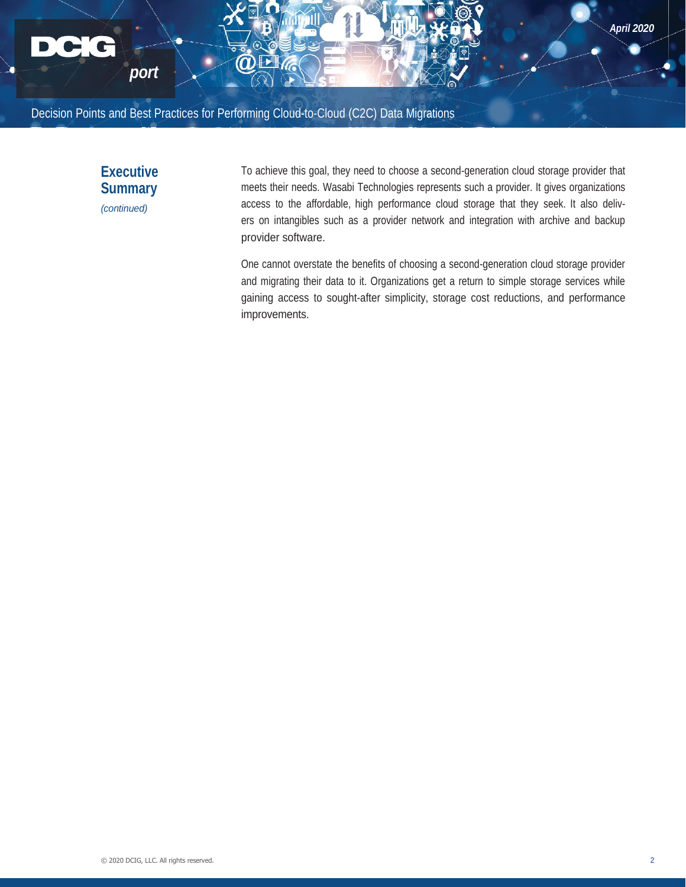## Executive Summary

*(continued)*

To achieve this goal, they need to choose a second-generation cloud storage provider that meets their needs. Wasabi Technologies represents such a provider. It gives organizations access to the affordable, high performance cloud storage that they seek. It also delivers on intangibles such as a provider network and integration with archive and backup provider software.

One cannot overstate the benefits of choosing a second-generation cloud storage provider and migrating their data to it. Organizations get a return to simple storage services while gaining access to sought-after simplicity, storage cost reductions, and performance improvements.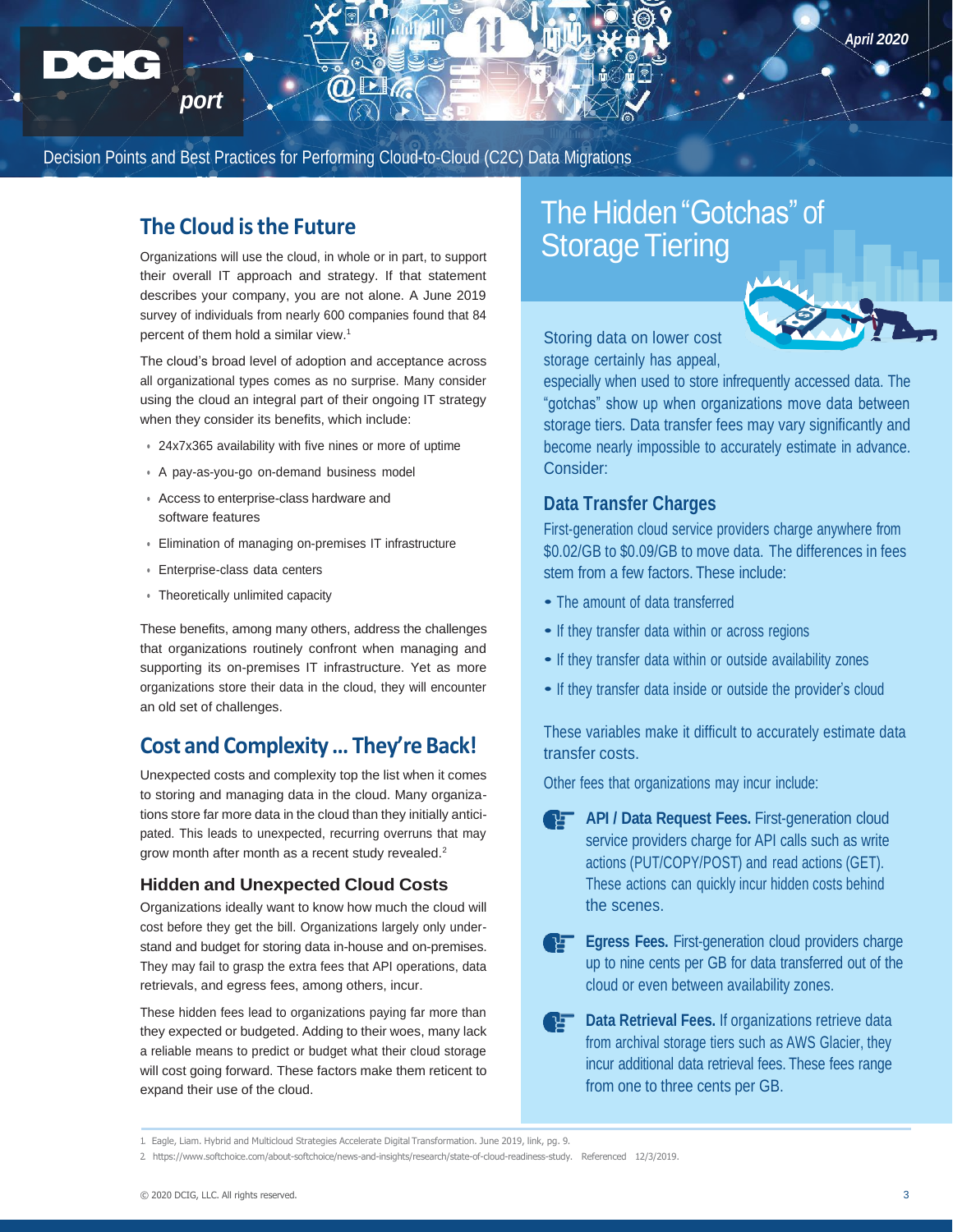## The Cloud is the Future

Organizations will use the cloud, in whole or in part, to support their overall IT approach and strategy. If that statement describes your company, you are not alone. A June 2019 survey of individuals from nearly 600 companies found that 84 percent of them hold a similar view.[1]

The cloud's broad level of adoption and acceptance across all organizational types comes as no surprise. Many consider using the cloud an integral part of their ongoing IT strategy when they consider its benefits, which include:

- 24x7x365 availability with five nines or more of uptime
- A pay-as-you-go on-demand business model
- Access to enterprise-class hardware and software features
- Elimination of managing on-premises IT infrastructure
- Enterprise-class data centers
- Theoretically unlimited capacity

These benefits, among many others, address the challenges that organizations routinely confront when managing and supporting its on-premises IT infrastructure. Yet as more organizations store their data in the cloud, they will encounter an old set of challenges.

## Cost and Complexity ... They're Back!

Unexpected costs and complexity top the list when it comes to storing and managing data in the cloud. Many organizations store far more data in the cloud than they initially anticipated. This leads to unexpected, recurring overruns that may grow month after month as a recent study revealed.[2]

### Hidden and Unexpected Cloud Costs

Organizations ideally want to know how much the cloud will cost before they get the bill. Organizations largely only understand and budget for storing data in-house and on-premises. They may fail to grasp the extra fees that API operations, data retrievals, and egress fees, among others, incur.

These hidden fees lead to organizations paying far more than they expected or budgeted. Adding to their woes, many lack a reliable means to predict or budget what their cloud storage will cost going forward. These factors make them reticent to expand their use of the cloud.

## The Hidden "Gotchas" of Storage Tiering

Storing data on lower cost storage certainly has appeal, especially when used to store infrequently accessed data. The "gotchas" show up when organizations move data between storage tiers. Data transfer fees may vary significantly and become nearly impossible to accurately estimate in advance. Consider:

### Data Transfer Charges

First-generation cloud service providers charge anywhere from \$0.02/GB to \$0.09/GB to move data. The differences in fees stem from a few factors. These include:

- The amount of data transferred
- If they transfer data within or across regions
- If they transfer data within or outside availability zones
- If they transfer data inside or outside the provider's cloud

These variables make it difficult to accurately estimate data transfer costs.

Other fees that organizations may incur include:

- **API / Data Request Fees.** First-generation cloud service providers charge for API calls such as write actions (PUT/COPY/POST) and read actions (GET). These actions can quickly incur hidden costs behind the scenes.
- **Egress Fees.** First-generation cloud providers charge up to nine cents per GB for data transferred out of the cloud or even between availability zones.
- **Data Retrieval Fees.** If organizations retrieve data from archival storage tiers such as AWS Glacier, they incur additional data retrieval fees. These fees range from one to three cents per GB.

1. Eagle, Liam. Hybrid and Multicloud Strategies Accelerate Digital Transformation. June 2019, link, pg. 9.
2. https://www.softchoice.com/about-softchoice/news-and-insights/research/state-of-cloud-readiness-study. Referenced 12/3/2019.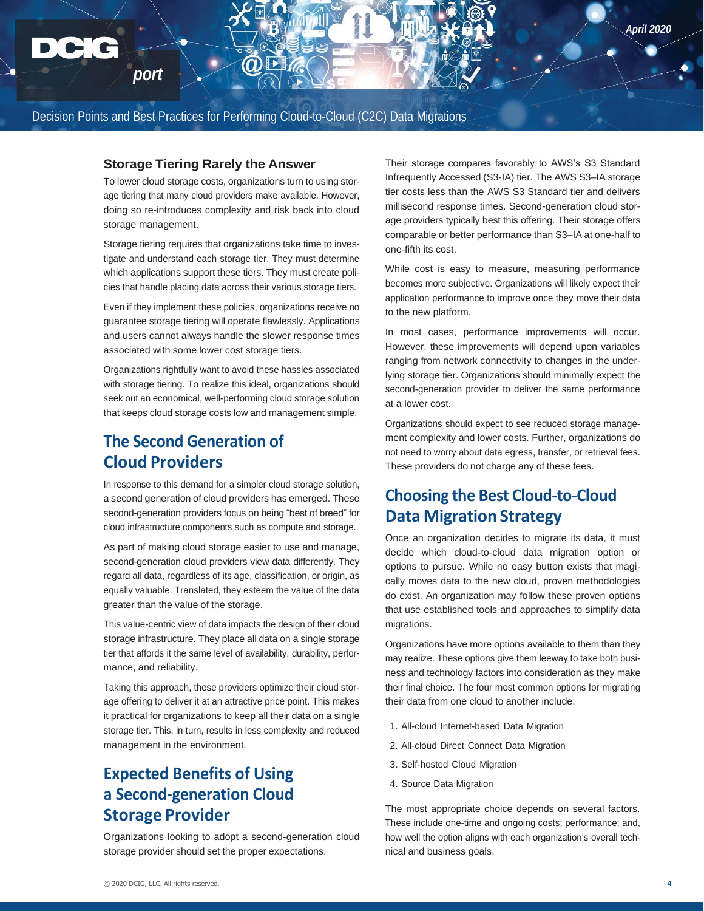### Storage Tiering Rarely the Answer

To lower cloud storage costs, organizations turn to using storage tiering that many cloud providers make available. However, doing so re-introduces complexity and risk back into cloud storage management.

Storage tiering requires that organizations take time to investigate and understand each storage tier. They must determine which applications support these tiers. They must create policies that handle placing data across their various storage tiers.

Even if they implement these policies, organizations receive no guarantee storage tiering will operate flawlessly. Applications and users cannot always handle the slower response times associated with some lower cost storage tiers.

Organizations rightfully want to avoid these hassles associated with storage tiering. To realize this ideal, organizations should seek out an economical, well-performing cloud storage solution that keeps cloud storage costs low and management simple.

## The Second Generation of Cloud Providers

In response to this demand for a simpler cloud storage solution, a second generation of cloud providers has emerged. These second-generation providers focus on being "best of breed" for cloud infrastructure components such as compute and storage.

As part of making cloud storage easier to use and manage, second-generation cloud providers view data differently. They regard all data, regardless of its age, classification, or origin, as equally valuable. Translated, they esteem the value of the data greater than the value of the storage.

This value-centric view of data impacts the design of their cloud storage infrastructure. They place all data on a single storage tier that affords it the same level of availability, durability, performance, and reliability.

Taking this approach, these providers optimize their cloud storage offering to deliver it at an attractive price point. This makes it practical for organizations to keep all their data on a single storage tier. This, in turn, results in less complexity and reduced management in the environment.

## Expected Benefits of Using a Second-generation Cloud Storage Provider

Organizations looking to adopt a second-generation cloud storage provider should set the proper expectations.

Their storage compares favorably to AWS's S3 Standard Infrequently Accessed (S3-IA) tier. The AWS S3–IA storage tier costs less than the AWS S3 Standard tier and delivers millisecond response times. Second-generation cloud storage providers typically best this offering. Their storage offers comparable or better performance than S3–IA at one-half to one-fifth its cost.

While cost is easy to measure, measuring performance becomes more subjective. Organizations will likely expect their application performance to improve once they move their data to the new platform.

In most cases, performance improvements will occur. However, these improvements will depend upon variables ranging from network connectivity to changes in the underlying storage tier. Organizations should minimally expect the second-generation provider to deliver the same performance at a lower cost.

Organizations should expect to see reduced storage management complexity and lower costs. Further, organizations do not need to worry about data egress, transfer, or retrieval fees. These providers do not charge any of these fees.

## Choosing the Best Cloud-to-Cloud Data Migration Strategy

Once an organization decides to migrate its data, it must decide which cloud-to-cloud data migration option or options to pursue. While no easy button exists that magically moves data to the new cloud, proven methodologies do exist. An organization may follow these proven options that use established tools and approaches to simplify data migrations.

Organizations have more options available to them than they may realize. These options give them leeway to take both business and technology factors into consideration as they make their final choice. The four most common options for migrating their data from one cloud to another include:

1. All-cloud Internet-based Data Migration
2. All-cloud Direct Connect Data Migration
3. Self-hosted Cloud Migration
4. Source Data Migration

The most appropriate choice depends on several factors. These include one-time and ongoing costs; performance; and, how well the option aligns with each organization's overall technical and business goals.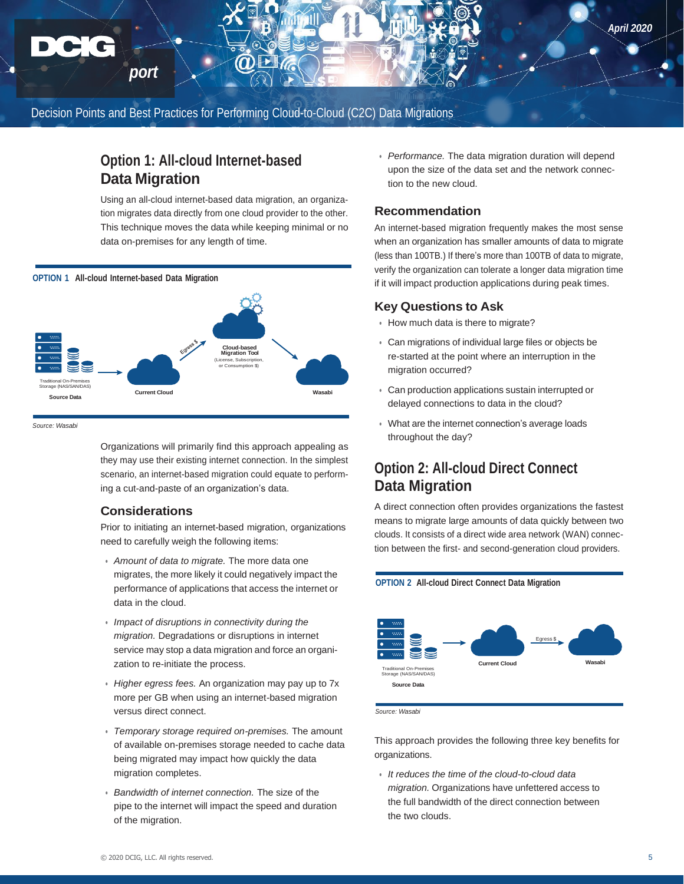## Option 1: All-cloud Internet-based Data Migration

Using an all-cloud internet-based data migration, an organization migrates data directly from one cloud provider to the other. This technique moves the data while keeping minimal or no data on-premises for any length of time.

**OPTION 1** **All-cloud Internet-based Data Migration**

Source: Wasabi

Organizations will primarily find this approach appealing as they may use their existing internet connection. In the simplest scenario, an internet-based migration could equate to performing a cut-and-paste of an organization's data.

### Considerations

Prior to initiating an internet-based migration, organizations need to carefully weigh the following items:

- *Amount of data to migrate.* The more data one migrates, the more likely it could negatively impact the performance of applications that access the internet or data in the cloud.
- *Impact of disruptions in connectivity during the migration.* Degradations or disruptions in internet service may stop a data migration and force an organization to re-initiate the process.
- *Higher egress fees.* An organization may pay up to 7x more per GB when using an internet-based migration versus direct connect.
- *Temporary storage required on-premises.* The amount of available on-premises storage needed to cache data being migrated may impact how quickly the data migration completes.
- *Bandwidth of internet connection.* The size of the pipe to the internet will impact the speed and duration of the migration.
- *Performance.* The data migration duration will depend upon the size of the data set and the network connection to the new cloud.

### Recommendation

An internet-based migration frequently makes the most sense when an organization has smaller amounts of data to migrate (less than 100TB.) If there's more than 100TB of data to migrate, verify the organization can tolerate a longer data migration time if it will impact production applications during peak times.

### Key Questions to Ask

- How much data is there to migrate?
- Can migrations of individual large files or objects be re-started at the point where an interruption in the migration occurred?
- Can production applications sustain interrupted or delayed connections to data in the cloud?
- What are the internet connection's average loads throughout the day?

## Option 2: All-cloud Direct Connect Data Migration

A direct connection often provides organizations the fastest means to migrate large amounts of data quickly between two clouds. It consists of a direct wide area network (WAN) connection between the first- and second-generation cloud providers.

**OPTION 2** **All-cloud Direct Connect Data Migration**

Source: Wasabi

This approach provides the following three key benefits for organizations.

- *It reduces the time of the cloud-to-cloud data migration.* Organizations have unfettered access to the full bandwidth of the direct connection between the two clouds.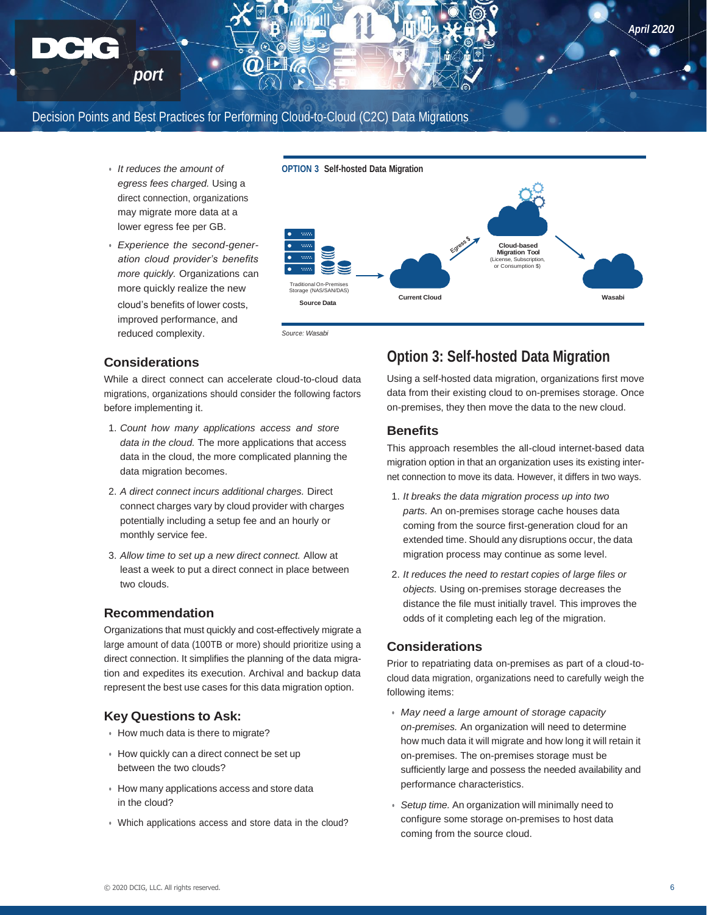- *It reduces the amount of egress fees charged.* Using a direct connection, organizations may migrate more data at a lower egress fee per GB.
- *Experience the second-generation cloud provider's benefits more quickly.* Organizations can more quickly realize the new cloud's benefits of lower costs, improved performance, and reduced complexity.

### Considerations

While a direct connect can accelerate cloud-to-cloud data migrations, organizations should consider the following factors before implementing it.

1. *Count how many applications access and store data in the cloud.* The more applications that access data in the cloud, the more complicated planning the data migration becomes.
2. *A direct connect incurs additional charges.* Direct connect charges vary by cloud provider with charges potentially including a setup fee and an hourly or monthly service fee.
3. *Allow time to set up a new direct connect.* Allow at least a week to put a direct connect in place between two clouds.

### Recommendation

Organizations that must quickly and cost-effectively migrate a large amount of data (100TB or more) should prioritize using a direct connection. It simplifies the planning of the data migration and expedites its execution. Archival and backup data represent the best use cases for this data migration option.

### Key Questions to Ask:

- How much data is there to migrate?
- How quickly can a direct connect be set up between the two clouds?
- How many applications access and store data in the cloud?
- Which applications access and store data in the cloud?

**OPTION 3 Self-hosted Data Migration**

Traditional On-Premises Storage (NAS/SAN/DAS)

Source Data

Current Cloud

Egress $

Cloud-based Migration Tool (License, Subscription, or Consumption $)

Wasabi

*Source: Wasabi*

## Option 3: Self-hosted Data Migration

Using a self-hosted data migration, organizations first move data from their existing cloud to on-premises storage. Once on-premises, they then move the data to the new cloud.

### Benefits

This approach resembles the all-cloud internet-based data migration option in that an organization uses its existing internet connection to move its data. However, it differs in two ways.

1. *It breaks the data migration process up into two parts.* An on-premises storage cache houses data coming from the source first-generation cloud for an extended time. Should any disruptions occur, the data migration process may continue as some level.
2. *It reduces the need to restart copies of large files or objects.* Using on-premises storage decreases the distance the file must initially travel. This improves the odds of it completing each leg of the migration.

### Considerations

Prior to repatriating data on-premises as part of a cloud-to-cloud data migration, organizations need to carefully weigh the following items:

- *May need a large amount of storage capacity on-premises.* An organization will need to determine how much data it will migrate and how long it will retain it on-premises. The on-premises storage must be sufficiently large and possess the needed availability and performance characteristics.
- *Setup time.* An organization will minimally need to configure some storage on-premises to host data coming from the source cloud.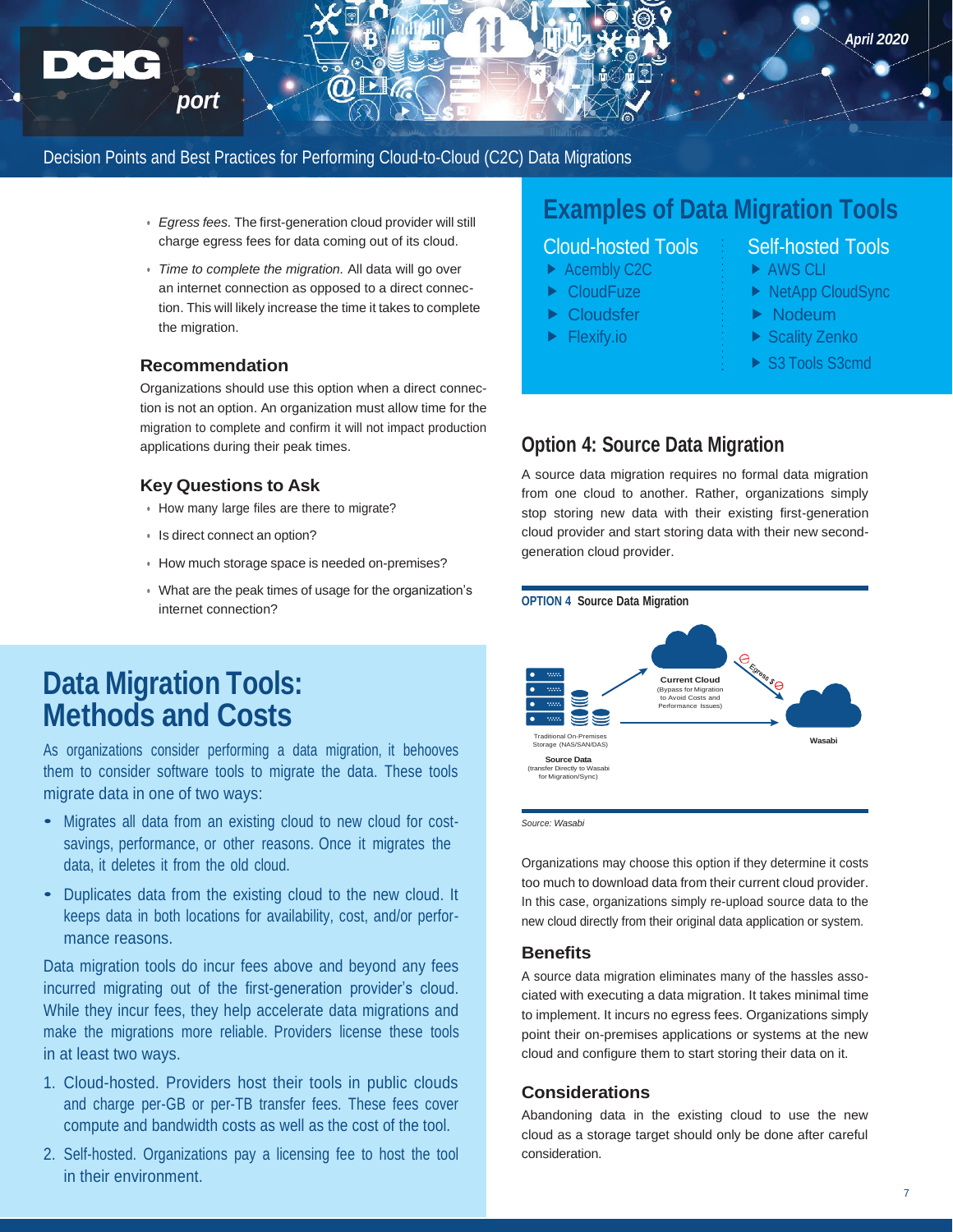- *Egress fees.* The first-generation cloud provider will still charge egress fees for data coming out of its cloud.
- *Time to complete the migration.* All data will go over an internet connection as opposed to a direct connection. This will likely increase the time it takes to complete the migration.

### Recommendation

Organizations should use this option when a direct connection is not an option. An organization must allow time for the migration to complete and confirm it will not impact production applications during their peak times.

### Key Questions to Ask

- How many large files are there to migrate?
- Is direct connect an option?
- How much storage space is needed on-premises?
- What are the peak times of usage for the organization's internet connection?

## Data Migration Tools: Methods and Costs

As organizations consider performing a data migration, it behooves them to consider software tools to migrate the data. These tools migrate data in one of two ways:

- Migrates all data from an existing cloud to new cloud for cost-savings, performance, or other reasons. Once it migrates the data, it deletes it from the old cloud.
- Duplicates data from the existing cloud to the new cloud. It keeps data in both locations for availability, cost, and/or performance reasons.

Data migration tools do incur fees above and beyond any fees incurred migrating out of the first-generation provider's cloud. While they incur fees, they help accelerate data migrations and make the migrations more reliable. Providers license these tools in at least two ways.

1. Cloud-hosted. Providers host their tools in public clouds and charge per-GB or per-TB transfer fees. These fees cover compute and bandwidth costs as well as the cost of the tool.
2. Self-hosted. Organizations pay a licensing fee to host the tool in their environment.

## Examples of Data Migration Tools

**Cloud-hosted Tools**

- Acembly C2C
- CloudFuze
- Cloudsfer
- Flexify.io

**Self-hosted Tools**

- AWS CLI
- NetApp CloudSync
- Nodeum
- Scality Zenko
- S3 Tools S3cmd

## Option 4: Source Data Migration

A source data migration requires no formal data migration from one cloud to another. Rather, organizations simply stop storing new data with their existing first-generation cloud provider and start storing data with their new second-generation cloud provider.

**OPTION 4** Source Data Migration

Traditional On-Premises Storage (NAS/SAN/DAS)

Source Data (transfer Directly to Wasabi for Migration/Sync)

Current Cloud (Bypass for Migration to Avoid Costs and Performance Issues)

Egress $

Wasabi

*Source: Wasabi*

Organizations may choose this option if they determine it costs too much to download data from their current cloud provider. In this case, organizations simply re-upload source data to the new cloud directly from their original data application or system.

### Benefits

A source data migration eliminates many of the hassles associated with executing a data migration. It takes minimal time to implement. It incurs no egress fees. Organizations simply point their on-premises applications or systems at the new cloud and configure them to start storing their data on it.

### Considerations

Abandoning data in the existing cloud to use the new cloud as a storage target should only be done after careful consideration.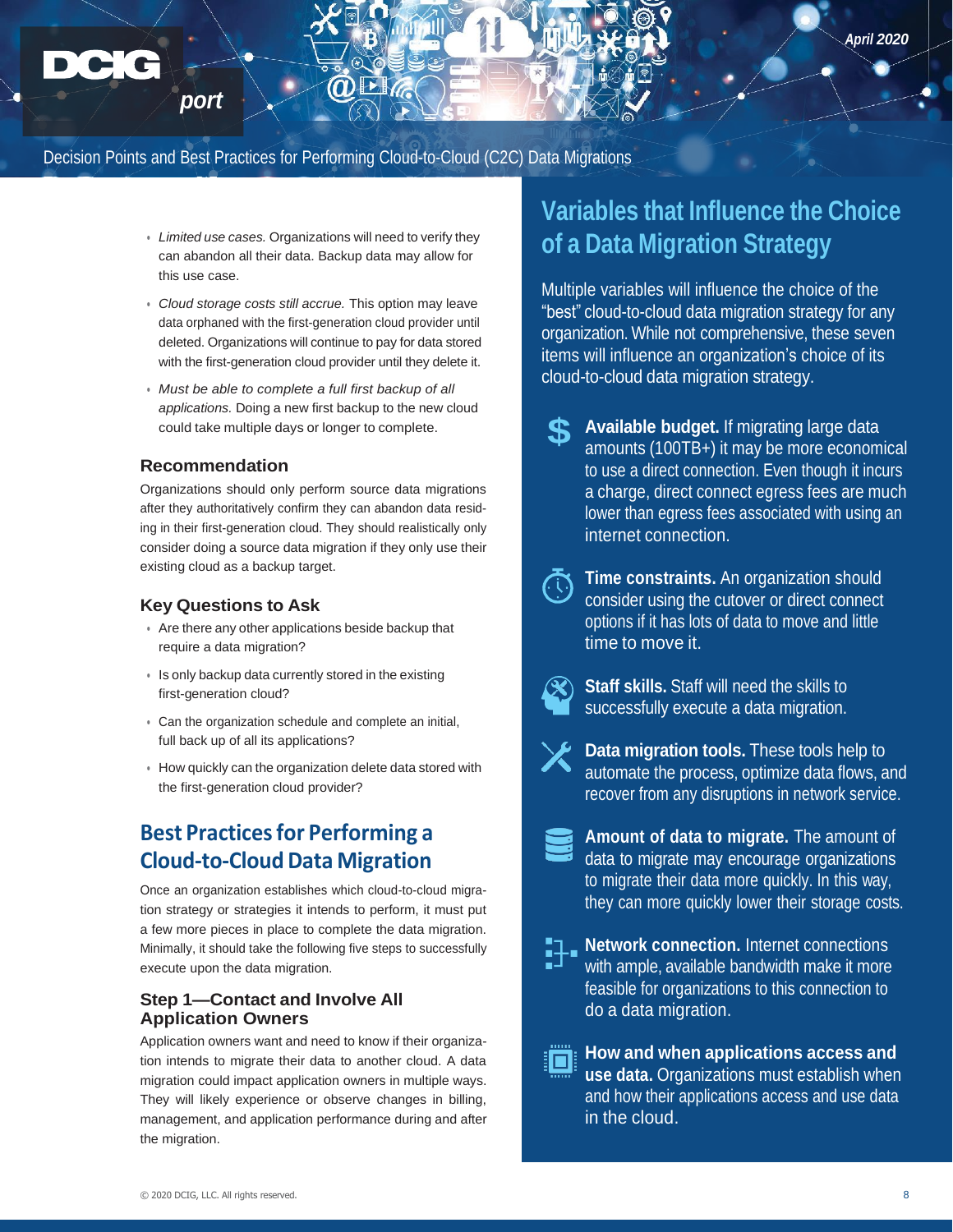- *Limited use cases.* Organizations will need to verify they can abandon all their data. Backup data may allow for this use case.
- *Cloud storage costs still accrue.* This option may leave data orphaned with the first-generation cloud provider until deleted. Organizations will continue to pay for data stored with the first-generation cloud provider until they delete it.
- *Must be able to complete a full first backup of all applications.* Doing a new first backup to the new cloud could take multiple days or longer to complete.

### Recommendation

Organizations should only perform source data migrations after they authoritatively confirm they can abandon data residing in their first-generation cloud. They should realistically only consider doing a source data migration if they only use their existing cloud as a backup target.

### Key Questions to Ask

- Are there any other applications beside backup that require a data migration?
- Is only backup data currently stored in the existing first-generation cloud?
- Can the organization schedule and complete an initial, full back up of all its applications?
- How quickly can the organization delete data stored with the first-generation cloud provider?

## Best Practices for Performing a Cloud-to-Cloud Data Migration

Once an organization establishes which cloud-to-cloud migration strategy or strategies it intends to perform, it must put a few more pieces in place to complete the data migration. Minimally, it should take the following five steps to successfully execute upon the data migration.

### Step 1—Contact and Involve All Application Owners

Application owners want and need to know if their organization intends to migrate their data to another cloud. A data migration could impact application owners in multiple ways. They will likely experience or observe changes in billing, management, and application performance during and after the migration.

## Variables that Influence the Choice of a Data Migration Strategy

Multiple variables will influence the choice of the "best" cloud-to-cloud data migration strategy for any organization. While not comprehensive, these seven items will influence an organization's choice of its cloud-to-cloud data migration strategy.

- **Available budget.** If migrating large data amounts (100TB+) it may be more economical to use a direct connection. Even though it incurs a charge, direct connect egress fees are much lower than egress fees associated with using an internet connection.
- **Time constraints.** An organization should consider using the cutover or direct connect options if it has lots of data to move and little time to move it.
- **Staff skills.** Staff will need the skills to successfully execute a data migration.
- **Data migration tools.** These tools help to automate the process, optimize data flows, and recover from any disruptions in network service.
- **Amount of data to migrate.** The amount of data to migrate may encourage organizations to migrate their data more quickly. In this way, they can more quickly lower their storage costs.
- **Network connection.** Internet connections with ample, available bandwidth make it more feasible for organizations to this connection to do a data migration.
- **How and when applications access and use data.** Organizations must establish when and how their applications access and use data in the cloud.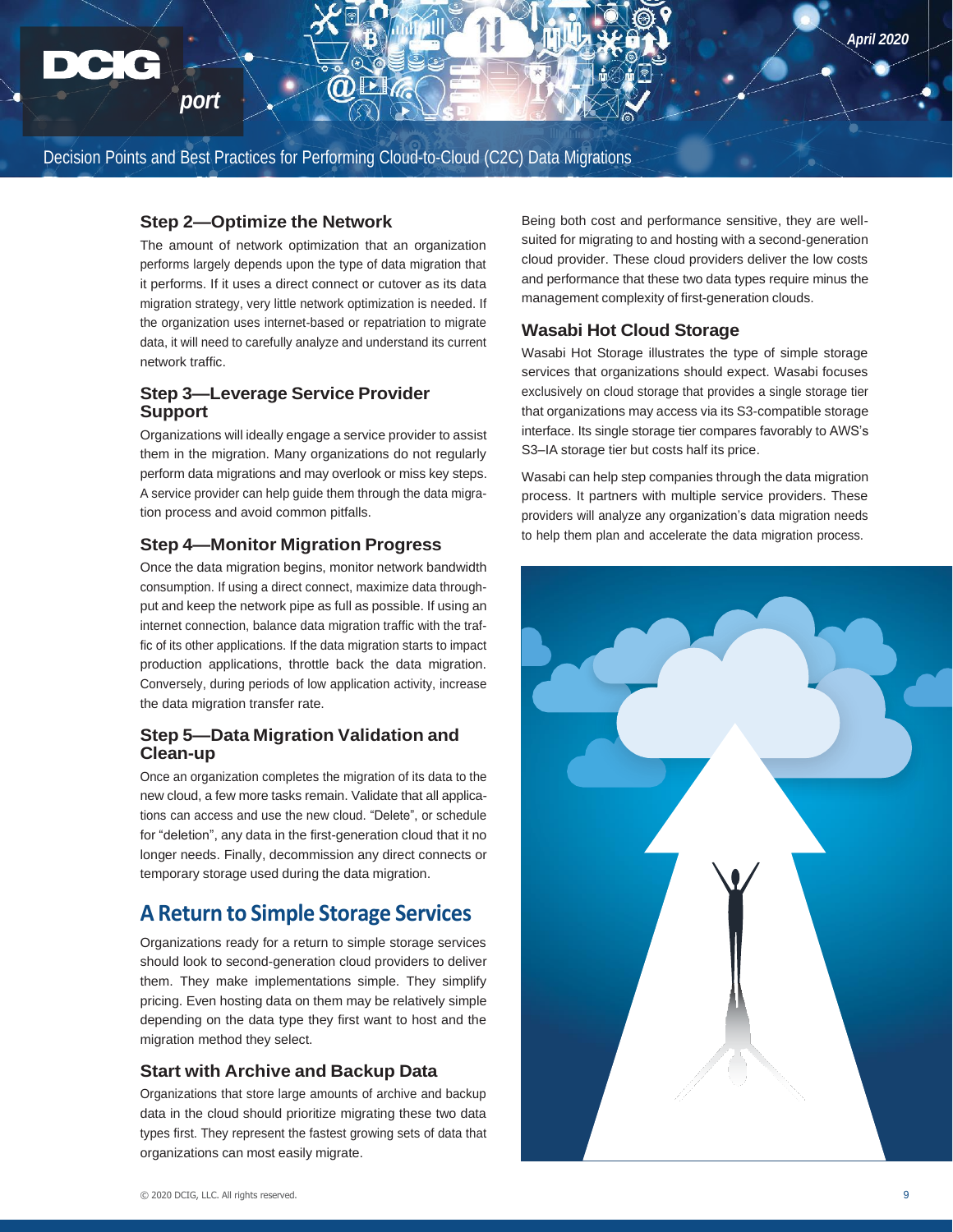### Step 2—Optimize the Network

The amount of network optimization that an organization performs largely depends upon the type of data migration that it performs. If it uses a direct connect or cutover as its data migration strategy, very little network optimization is needed. If the organization uses internet-based or repatriation to migrate data, it will need to carefully analyze and understand its current network traffic.

### Step 3—Leverage Service Provider Support

Organizations will ideally engage a service provider to assist them in the migration. Many organizations do not regularly perform data migrations and may overlook or miss key steps. A service provider can help guide them through the data migration process and avoid common pitfalls.

### Step 4—Monitor Migration Progress

Once the data migration begins, monitor network bandwidth consumption. If using a direct connect, maximize data throughput and keep the network pipe as full as possible. If using an internet connection, balance data migration traffic with the traffic of its other applications. If the data migration starts to impact production applications, throttle back the data migration. Conversely, during periods of low application activity, increase the data migration transfer rate.

### Step 5—Data Migration Validation and Clean-up

Once an organization completes the migration of its data to the new cloud, a few more tasks remain. Validate that all applications can access and use the new cloud. "Delete", or schedule for "deletion", any data in the first-generation cloud that it no longer needs. Finally, decommission any direct connects or temporary storage used during the data migration.

## A Return to Simple Storage Services

Organizations ready for a return to simple storage services should look to second-generation cloud providers to deliver them. They make implementations simple. They simplify pricing. Even hosting data on them may be relatively simple depending on the data type they first want to host and the migration method they select.

### Start with Archive and Backup Data

Organizations that store large amounts of archive and backup data in the cloud should prioritize migrating these two data types first. They represent the fastest growing sets of data that organizations can most easily migrate.

Being both cost and performance sensitive, they are well-suited for migrating to and hosting with a second-generation cloud provider. These cloud providers deliver the low costs and performance that these two data types require minus the management complexity of first-generation clouds.

### Wasabi Hot Cloud Storage

Wasabi Hot Storage illustrates the type of simple storage services that organizations should expect. Wasabi focuses exclusively on cloud storage that provides a single storage tier that organizations may access via its S3-compatible storage interface. Its single storage tier compares favorably to AWS's S3–IA storage tier but costs half its price.

Wasabi can help step companies through the data migration process. It partners with multiple service providers. These providers will analyze any organization's data migration needs to help them plan and accelerate the data migration process.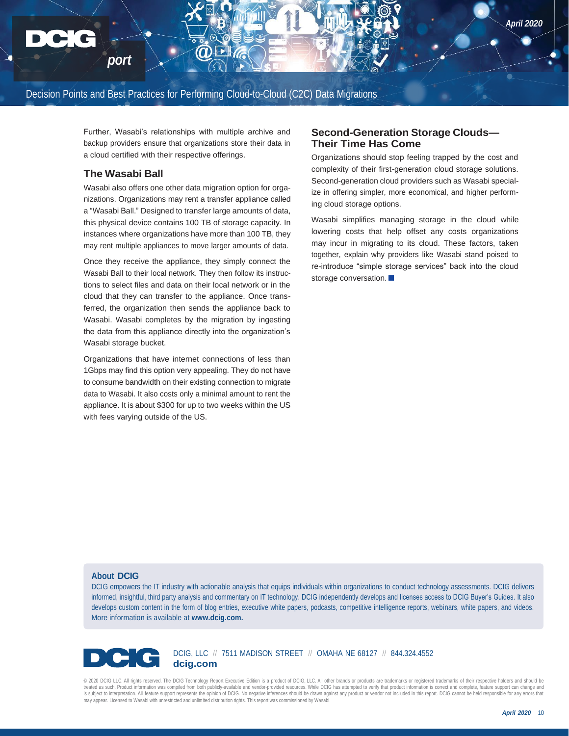Further, Wasabi's relationships with multiple archive and backup providers ensure that organizations store their data in a cloud certified with their respective offerings.

### The Wasabi Ball

Wasabi also offers one other data migration option for organizations. Organizations may rent a transfer appliance called a "Wasabi Ball." Designed to transfer large amounts of data, this physical device contains 100 TB of storage capacity. In instances where organizations have more than 100 TB, they may rent multiple appliances to move larger amounts of data.

Once they receive the appliance, they simply connect the Wasabi Ball to their local network. They then follow its instructions to select files and data on their local network or in the cloud that they can transfer to the appliance. Once transferred, the organization then sends the appliance back to Wasabi. Wasabi completes by the migration by ingesting the data from this appliance directly into the organization's Wasabi storage bucket.

Organizations that have internet connections of less than 1Gbps may find this option very appealing. They do not have to consume bandwidth on their existing connection to migrate data to Wasabi. It also costs only a minimal amount to rent the appliance. It is about $300 for up to two weeks within the US with fees varying outside of the US.

### Second-Generation Storage Clouds—Their Time Has Come

Organizations should stop feeling trapped by the cost and complexity of their first-generation cloud storage solutions. Second-generation cloud providers such as Wasabi specialize in offering simpler, more economical, and higher performing cloud storage options.

Wasabi simplifies managing storage in the cloud while lowering costs that help offset any costs organizations may incur in migrating to its cloud. These factors, taken together, explain why providers like Wasabi stand poised to re-introduce "simple storage services" back into the cloud storage conversation. ■

**About DCIG**

DCIG empowers the IT industry with actionable analysis that equips individuals within organizations to conduct technology assessments. DCIG delivers informed, insightful, third party analysis and commentary on IT technology. DCIG independently develops and licenses access to DCIG Buyer's Guides. It also develops custom content in the form of blog entries, executive white papers, podcasts, competitive intelligence reports, webinars, white papers, and videos. More information is available at **www.dcig.com.**

DCIG, LLC // 7511 MADISON STREET // OMAHA NE 68127 // 844.324.4552
**dcig.com**

© 2020 DCIG LLC. All rights reserved. The DCIG Technology Report Executive Edition is a product of DCIG, LLC. All other brands or products are trademarks or registered trademarks of their respective holders and should be treated as such. Product information was compiled from both publicly-available and vendor-provided resources. While DCIG has attempted to verify that product information is correct and complete, feature support can change and is subject to interpretation. All feature support represents the opinion of DCIG. No negative inferences should be drawn against any product or vendor not included in this report. DCIG cannot be held responsible for any errors that may appear. Licensed to Wasabi with unrestricted and unlimited distribution rights. This report was commissioned by Wasabi.